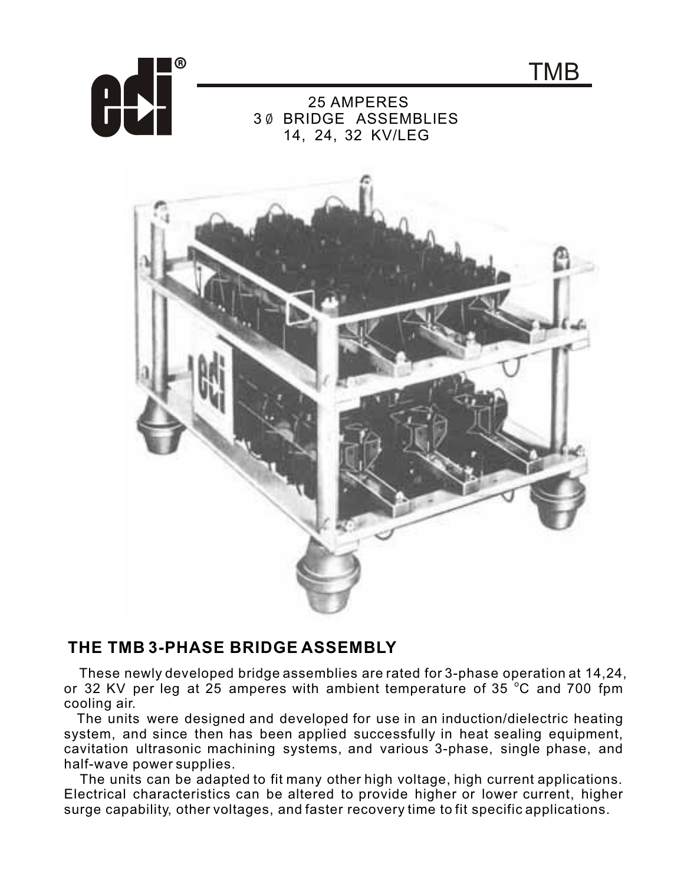# TMB

25 AMPERES
3 Ø BRIDGE ASSEMBLIES
14, 24, 32 KV/LEG

## THE TMB 3-PHASE BRIDGE ASSEMBLY

These newly developed bridge assemblies are rated for 3-phase operation at 14,24, or 32 KV per leg at 25 amperes with ambient temperature of 35 °C and 700 fpm cooling air.

The units were designed and developed for use in an induction/dielectric heating system, and since then has been applied successfully in heat sealing equipment, cavitation ultrasonic machining systems, and various 3-phase, single phase, and half-wave power supplies.

The units can be adapted to fit many other high voltage, high current applications. Electrical characteristics can be altered to provide higher or lower current, higher surge capability, other voltages, and faster recovery time to fit specific applications.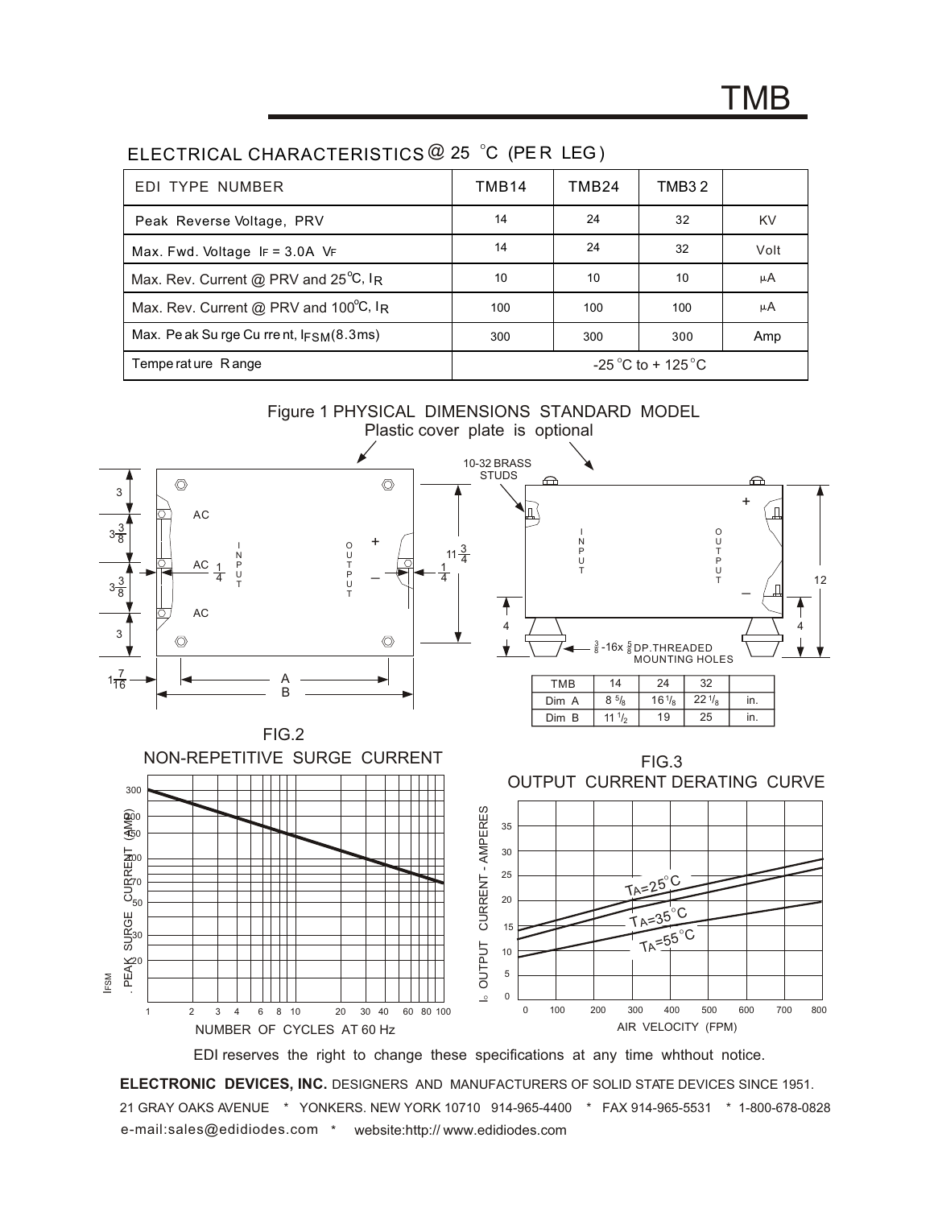# TMB

## ELECTRICAL CHARACTERISTICS @ 25 °C (PER LEG)

| EDI TYPE NUMBER | TMB14 | TMB24 | TMB32 | |
|---|---|---|---|---|
| Peak Reverse Voltage, PRV | 14 | 24 | 32 | KV |
| Max. Fwd. Voltage $I_F$ = 3.0A $V_F$ | 14 | 24 | 32 | Volt |
| Max. Rev. Current @ PRV and 25°C, $I_R$ | 10 | 10 | 10 | μA |
| Max. Rev. Current @ PRV and 100°C, $I_R$ | 100 | 100 | 100 | μA |
| Max. Peak Surge Current, $I_{FSM}$(8.3ms) | 300 | 300 | 300 | Amp |
| Temperature Range | -25 °C to + 125 °C | | | |

Figure 1 PHYSICAL DIMENSIONS STANDARD MODEL

Plastic cover plate is optional

10-32 BRASS STUDS

AC

AC

AC

INPUT

OUTPUT

+

–

3

3 3/8

3 3/8

3

1/4

11 3/4

1/4

1 7/16

A

B

12

4

4

3/8 -16x 5/8 DP. THREADED MOUNTING HOLES

| TMB | 14 | 24 | 32 | |
|---|---|---|---|---|
| Dim A | 8 5/8 | 16 1/8 | 22 1/8 | in. |
| Dim B | 11 1/2 | 19 | 25 | in. |

FIG.2

NON-REPETITIVE SURGE CURRENT

$I_{FSM}$ . PEAK SURGE CURRENT (AMP)

300, 200, 150, 100, 70, 50, 30, 20

NUMBER OF CYCLES AT 60 Hz

1, 2, 3, 4, 6, 8, 10, 20, 30, 40, 60, 80, 100

FIG.3

OUTPUT CURRENT DERATING CURVE

$I_o$ OUTPUT CURRENT - AMPERES

35, 30, 25, 20, 15, 10, 5, 0

AIR VELOCITY (FPM)

0, 100, 200, 300, 400, 500, 600, 700, 800

$T_A$=25°C

$T_A$=35°C

$T_A$=55°C

EDI reserves the right to change these specifications at any time whthout notice.

**ELECTRONIC DEVICES, INC.** DESIGNERS AND MANUFACTURERS OF SOLID STATE DEVICES SINCE 1951.

21 GRAY OAKS AVENUE * YONKERS. NEW YORK 10710 914-965-4400 * FAX 914-965-5531 * 1-800-678-0828

e-mail:sales@edidiodes.com * website:http:// www.edidiodes.com